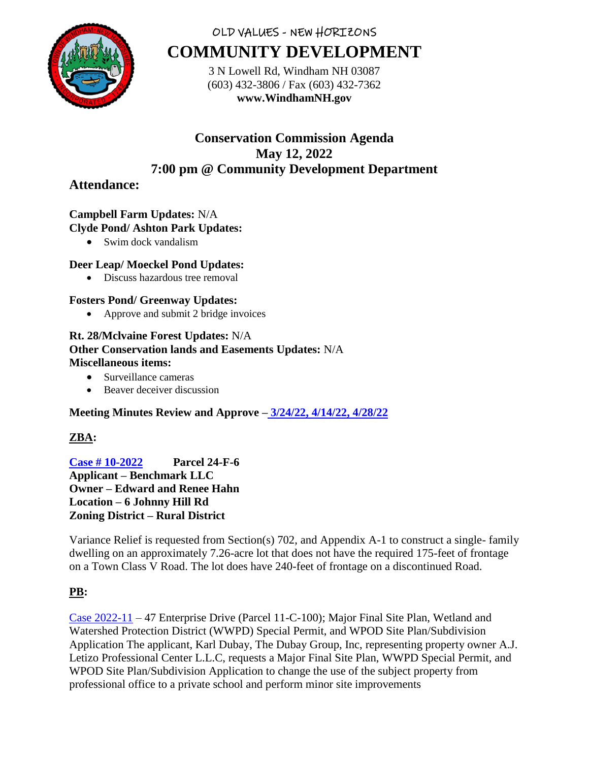OLD VALUES - NEW HORIZONS

# COMMUNITY DEVELOPMENT

3 N Lowell Rd, Windham NH 03087
(603) 432-3806 / Fax (603) 432-7362
**www.WindhamNH.gov**

## Conservation Commission Agenda
## May 12, 2022
## 7:00 pm @ Community Development Department

### Attendance:

**Campbell Farm Updates:** N/A
**Clyde Pond/ Ashton Park Updates:**

- Swim dock vandalism

**Deer Leap/ Moeckel Pond Updates:**

- Discuss hazardous tree removal

**Fosters Pond/ Greenway Updates:**

- Approve and submit 2 bridge invoices

**Rt. 28/Mclvaine Forest Updates:** N/A
**Other Conservation lands and Easements Updates:** N/A
**Miscellaneous items:**

- Surveillance cameras
- Beaver deceiver discussion

**Meeting Minutes Review and Approve – 3/24/22, 4/14/22, 4/28/22**

**ZBA:**

**Case # 10-2022** **Parcel 24-F-6**
**Applicant – Benchmark LLC**
**Owner – Edward and Renee Hahn**
**Location – 6 Johnny Hill Rd**
**Zoning District – Rural District**

Variance Relief is requested from Section(s) 702, and Appendix A-1 to construct a single- family dwelling on an approximately 7.26-acre lot that does not have the required 175-feet of frontage on a Town Class V Road. The lot does have 240-feet of frontage on a discontinued Road.

**PB:**

Case 2022-11 – 47 Enterprise Drive (Parcel 11-C-100); Major Final Site Plan, Wetland and Watershed Protection District (WWPD) Special Permit, and WPOD Site Plan/Subdivision Application The applicant, Karl Dubay, The Dubay Group, Inc, representing property owner A.J. Letizo Professional Center L.L.C, requests a Major Final Site Plan, WWPD Special Permit, and WPOD Site Plan/Subdivision Application to change the use of the subject property from professional office to a private school and perform minor site improvements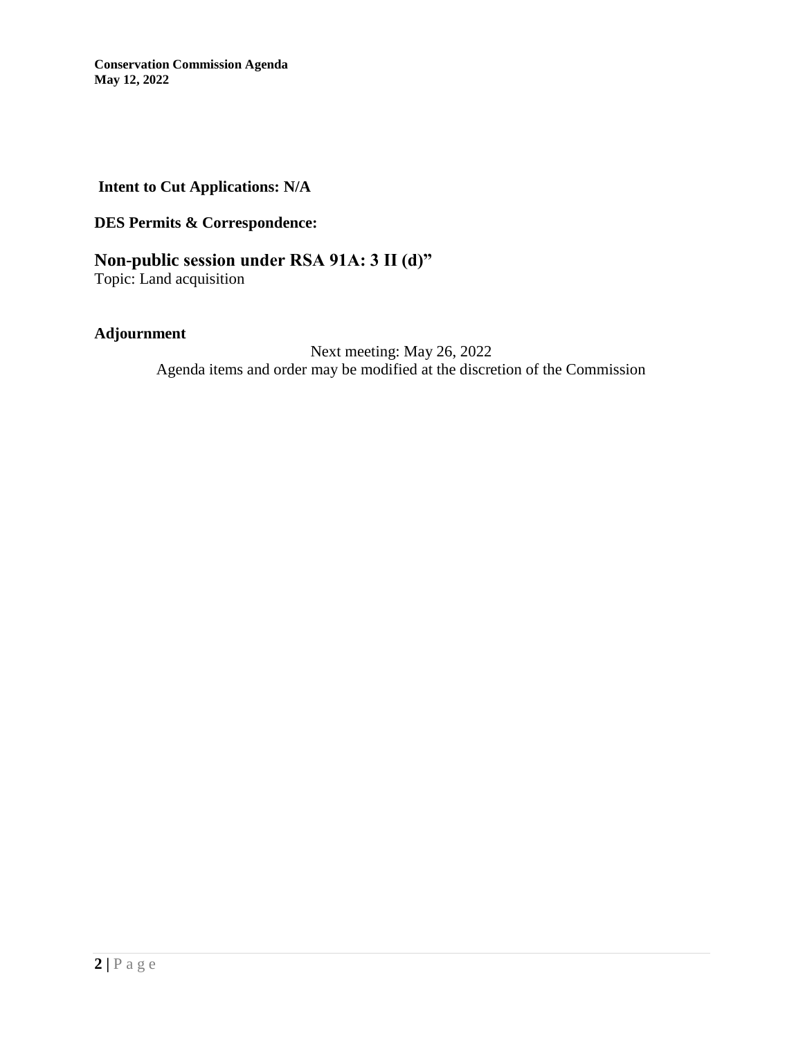**Intent to Cut Applications: N/A**

**DES Permits & Correspondence:**

## Non-public session under RSA 91A: 3 II (d)"

Topic: Land acquisition

**Adjournment**

Next meeting: May 26, 2022

Agenda items and order may be modified at the discretion of the Commission